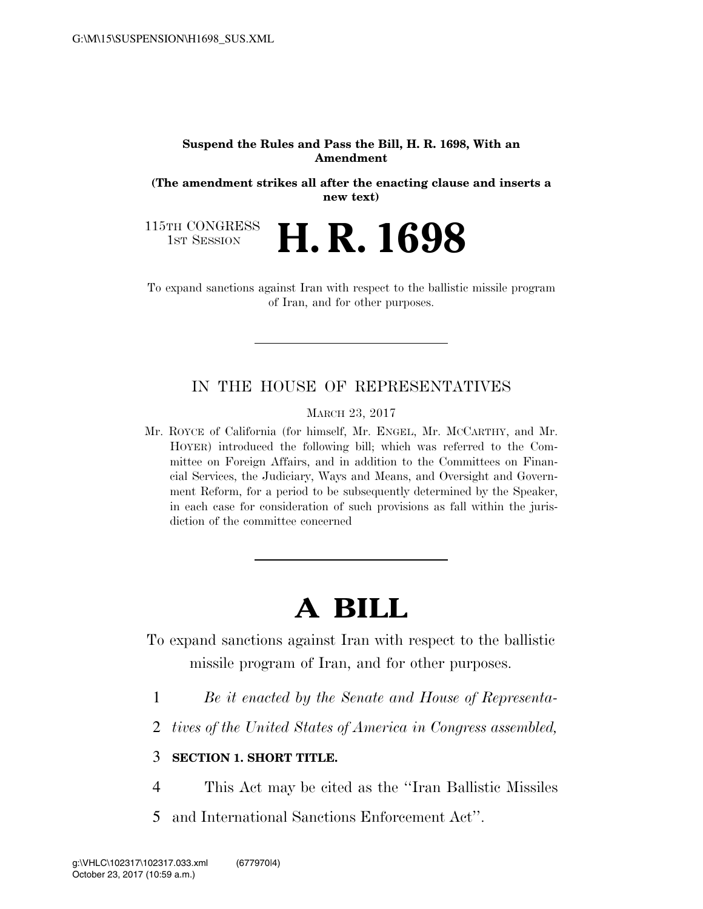**Suspend the Rules and Pass the Bill, H. R. 1698, With an Amendment**

**(The amendment strikes all after the enacting clause and inserts a new text)**

115TH CONGRESS
1ST SESSION

# H. R. 1698

To expand sanctions against Iran with respect to the ballistic missile program of Iran, and for other purposes.

---

IN THE HOUSE OF REPRESENTATIVES

MARCH 23, 2017

Mr. ROYCE of California (for himself, Mr. ENGEL, Mr. MCCARTHY, and Mr. HOYER) introduced the following bill; which was referred to the Committee on Foreign Affairs, and in addition to the Committees on Financial Services, the Judiciary, Ways and Means, and Oversight and Government Reform, for a period to be subsequently determined by the Speaker, in each case for consideration of such provisions as fall within the jurisdiction of the committee concerned

---

# A BILL

To expand sanctions against Iran with respect to the ballistic missile program of Iran, and for other purposes.

1 *Be it enacted by the Senate and House of Representa-*
2 *tives of the United States of America in Congress assembled,*

3 **SECTION 1. SHORT TITLE.**

4 This Act may be cited as the ''Iran Ballistic Missiles
5 and International Sanctions Enforcement Act''.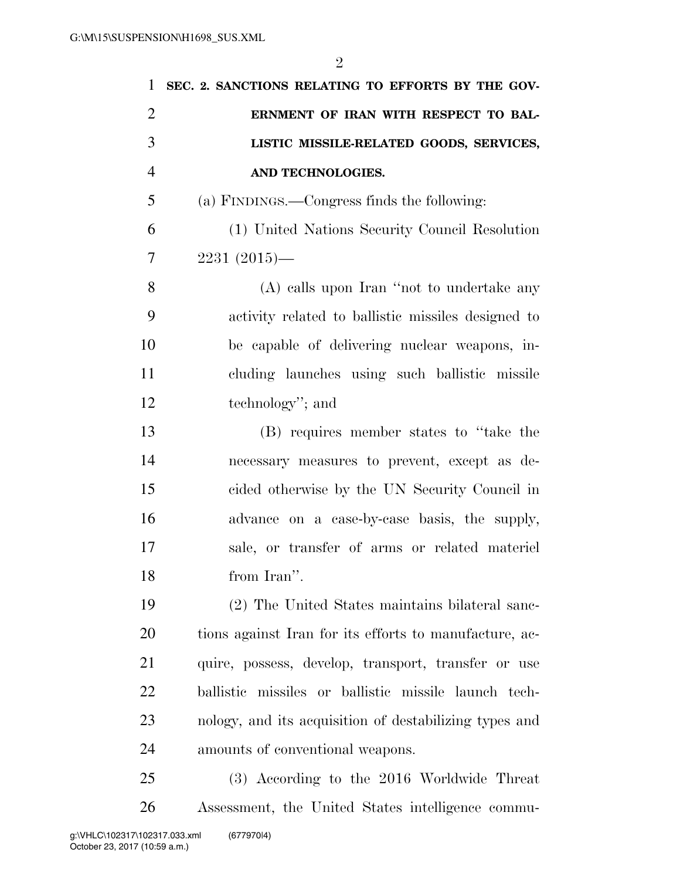**SEC. 2. SANCTIONS RELATING TO EFFORTS BY THE GOVERNMENT OF IRAN WITH RESPECT TO BALLISTIC MISSILE-RELATED GOODS, SERVICES, AND TECHNOLOGIES.**

(a) FINDINGS.—Congress finds the following:

(1) United Nations Security Council Resolution 2231 (2015)—

(A) calls upon Iran "not to undertake any activity related to ballistic missiles designed to be capable of delivering nuclear weapons, including launches using such ballistic missile technology"; and

(B) requires member states to "take the necessary measures to prevent, except as decided otherwise by the UN Security Council in advance on a case-by-case basis, the supply, sale, or transfer of arms or related materiel from Iran".

(2) The United States maintains bilateral sanctions against Iran for its efforts to manufacture, acquire, possess, develop, transport, transfer or use ballistic missiles or ballistic missile launch technology, and its acquisition of destabilizing types and amounts of conventional weapons.

(3) According to the 2016 Worldwide Threat Assessment, the United States intelligence commu-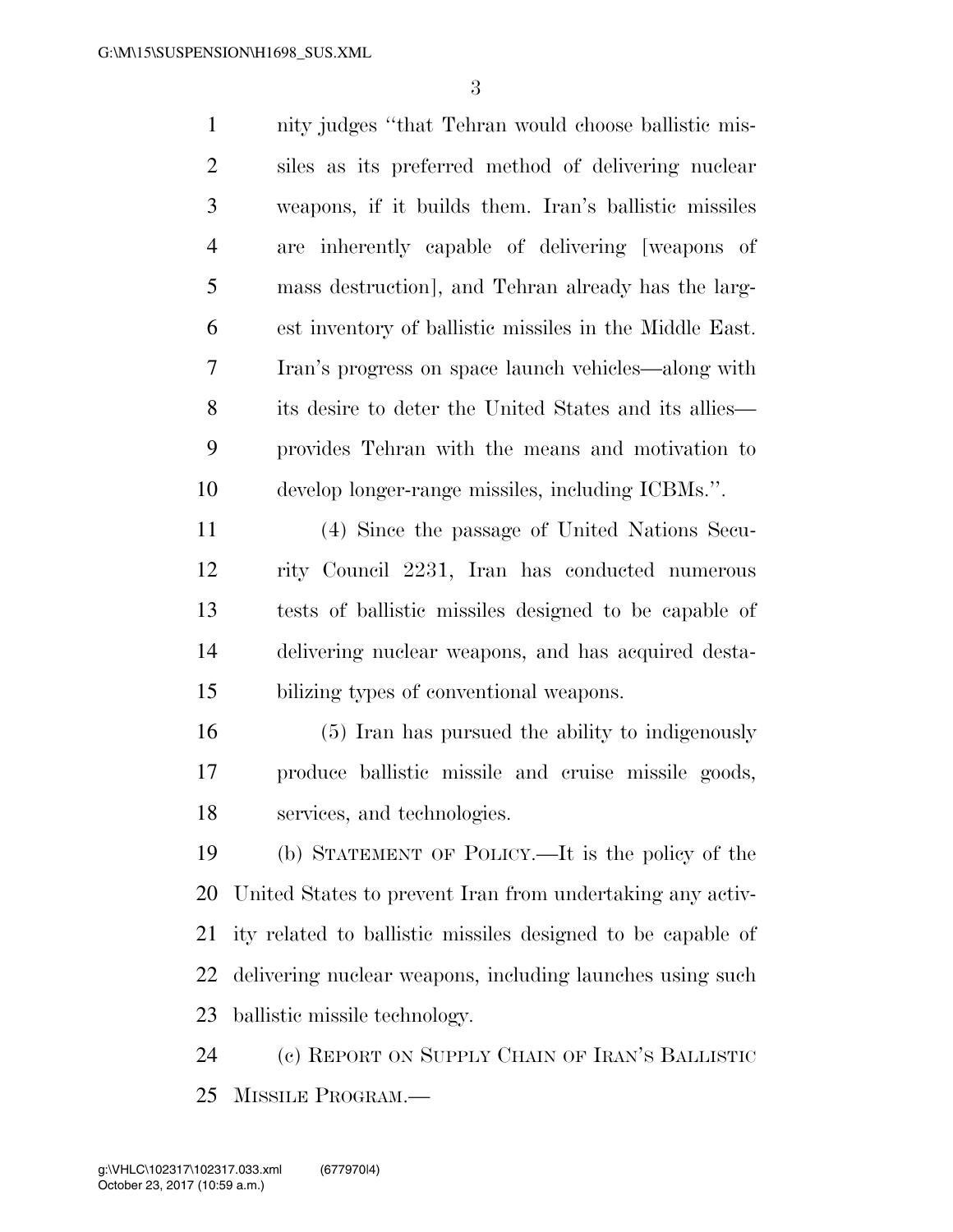nity judges "that Tehran would choose ballistic missiles as its preferred method of delivering nuclear weapons, if it builds them. Iran's ballistic missiles are inherently capable of delivering [weapons of mass destruction], and Tehran already has the largest inventory of ballistic missiles in the Middle East. Iran's progress on space launch vehicles—along with its desire to deter the United States and its allies—provides Tehran with the means and motivation to develop longer-range missiles, including ICBMs.".

(4) Since the passage of United Nations Security Council 2231, Iran has conducted numerous tests of ballistic missiles designed to be capable of delivering nuclear weapons, and has acquired destabilizing types of conventional weapons.

(5) Iran has pursued the ability to indigenously produce ballistic missile and cruise missile goods, services, and technologies.

(b) STATEMENT OF POLICY.—It is the policy of the United States to prevent Iran from undertaking any activity related to ballistic missiles designed to be capable of delivering nuclear weapons, including launches using such ballistic missile technology.

(c) REPORT ON SUPPLY CHAIN OF IRAN'S BALLISTIC MISSILE PROGRAM.—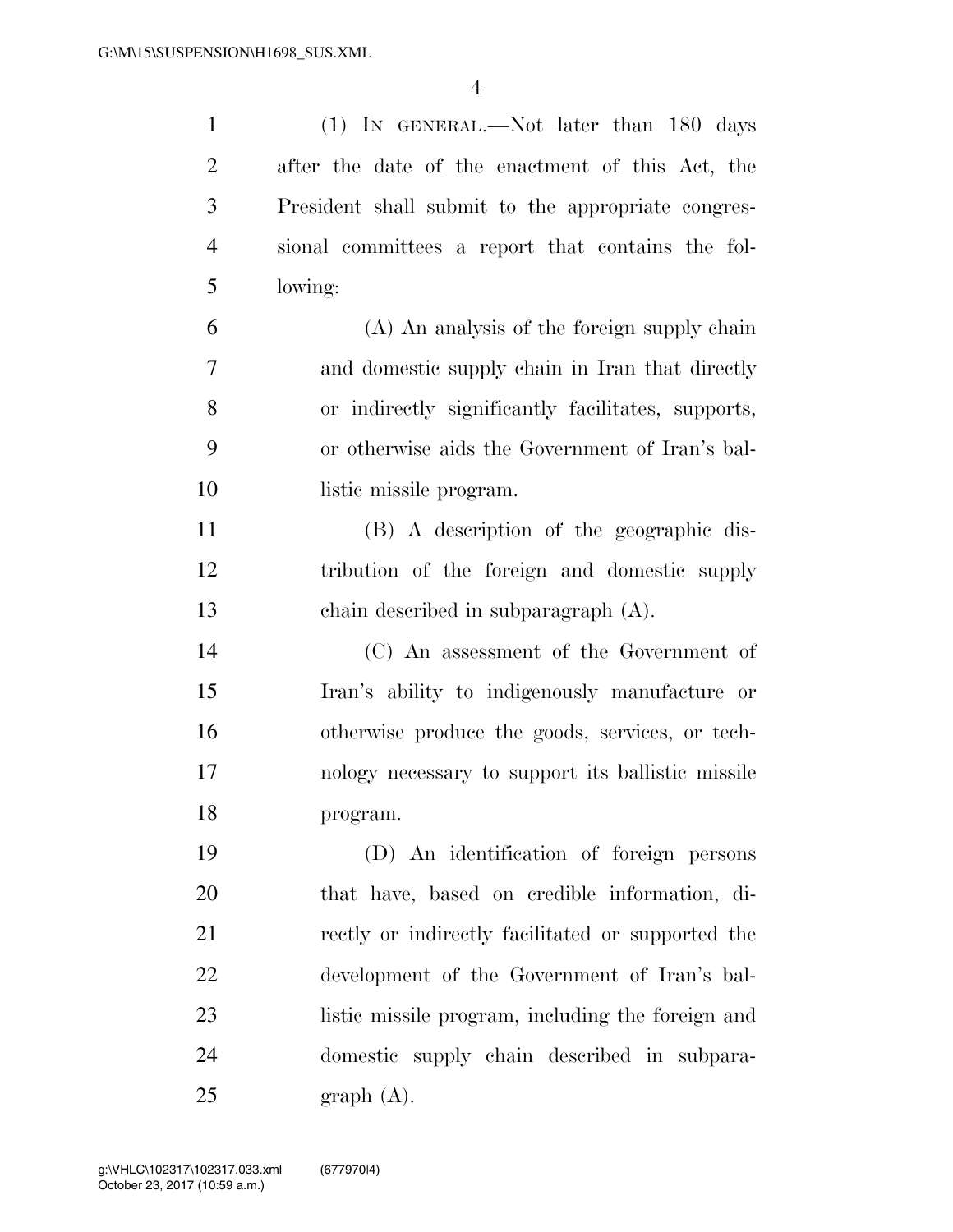(1) IN GENERAL.—Not later than 180 days after the date of the enactment of this Act, the President shall submit to the appropriate congressional committees a report that contains the following:

(A) An analysis of the foreign supply chain and domestic supply chain in Iran that directly or indirectly significantly facilitates, supports, or otherwise aids the Government of Iran's ballistic missile program.

(B) A description of the geographic distribution of the foreign and domestic supply chain described in subparagraph (A).

(C) An assessment of the Government of Iran's ability to indigenously manufacture or otherwise produce the goods, services, or technology necessary to support its ballistic missile program.

(D) An identification of foreign persons that have, based on credible information, directly or indirectly facilitated or supported the development of the Government of Iran's ballistic missile program, including the foreign and domestic supply chain described in subparagraph (A).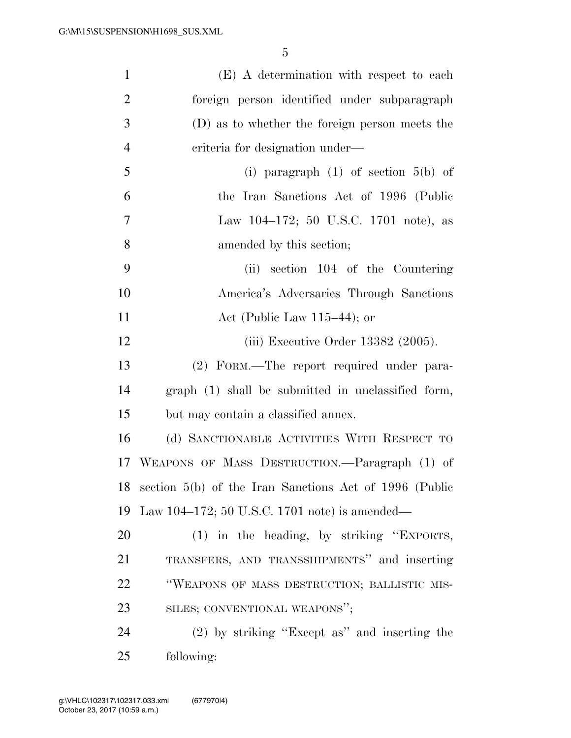(E) A determination with respect to each foreign person identified under subparagraph (D) as to whether the foreign person meets the criteria for designation under—

(i) paragraph (1) of section 5(b) of the Iran Sanctions Act of 1996 (Public Law 104–172; 50 U.S.C. 1701 note), as amended by this section;

(ii) section 104 of the Countering America's Adversaries Through Sanctions Act (Public Law 115–44); or

(iii) Executive Order 13382 (2005).

(2) FORM.—The report required under paragraph (1) shall be submitted in unclassified form, but may contain a classified annex.

(d) SANCTIONABLE ACTIVITIES WITH RESPECT TO WEAPONS OF MASS DESTRUCTION.—Paragraph (1) of section 5(b) of the Iran Sanctions Act of 1996 (Public Law 104–172; 50 U.S.C. 1701 note) is amended—

(1) in the heading, by striking "EXPORTS, TRANSFERS, AND TRANSSHIPMENTS" and inserting "WEAPONS OF MASS DESTRUCTION; BALLISTIC MISSILES; CONVENTIONAL WEAPONS";

(2) by striking "Except as" and inserting the following: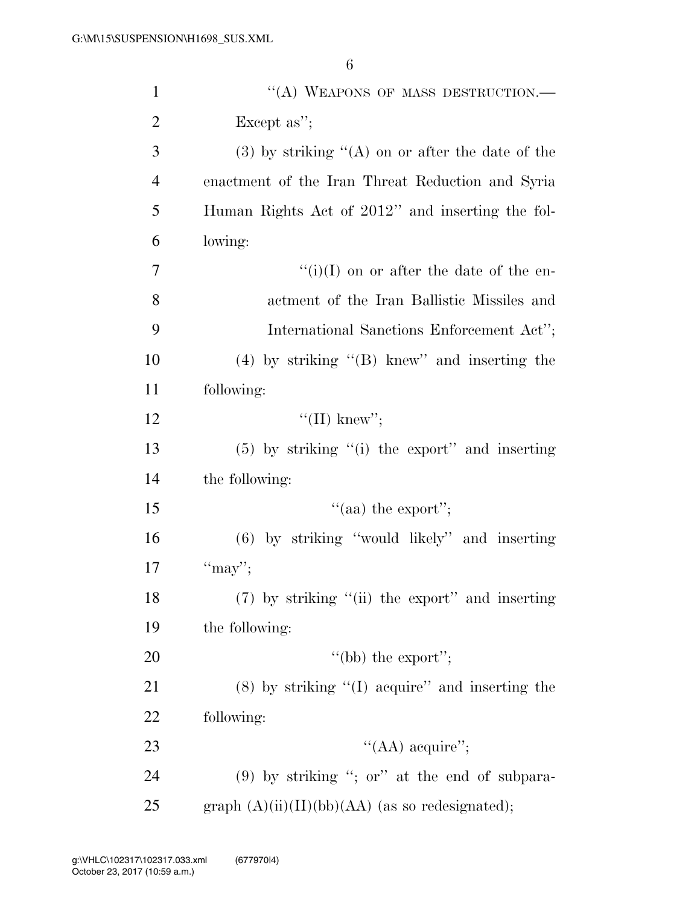"(A) WEAPONS OF MASS DESTRUCTION.—Except as";

(3) by striking "(A) on or after the date of the enactment of the Iran Threat Reduction and Syria Human Rights Act of 2012" and inserting the following:

"(i)(I) on or after the date of the enactment of the Iran Ballistic Missiles and International Sanctions Enforcement Act";

(4) by striking "(B) knew" and inserting the following:

"(II) knew";

(5) by striking "(i) the export" and inserting the following:

"(aa) the export";

(6) by striking "would likely" and inserting "may";

(7) by striking "(ii) the export" and inserting the following:

"(bb) the export";

(8) by striking "(I) acquire" and inserting the following:

"(AA) acquire";

(9) by striking "; or" at the end of subparagraph (A)(ii)(II)(bb)(AA) (as so redesignated);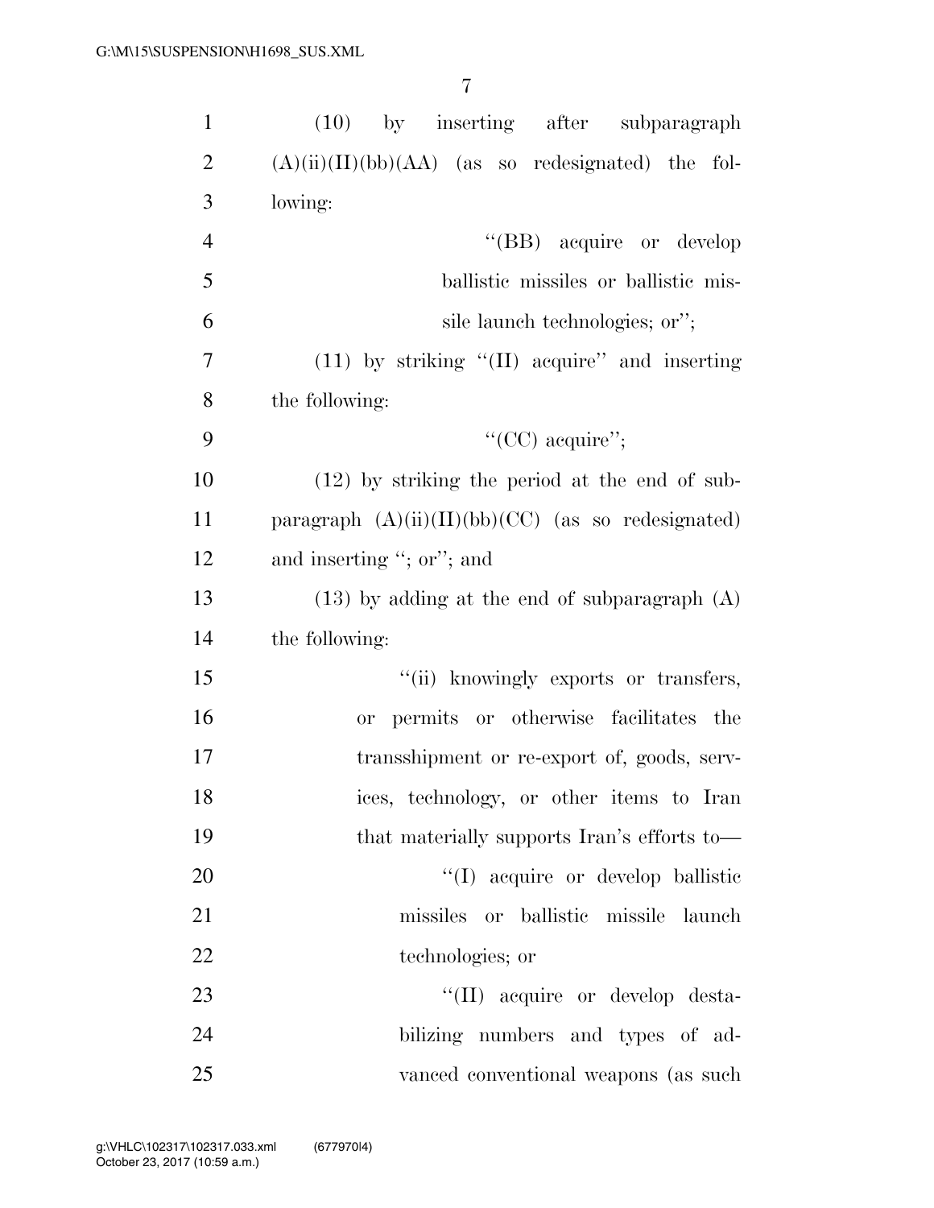(10) by inserting after subparagraph (A)(ii)(II)(bb)(AA) (as so redesignated) the following:

> "(BB) acquire or develop ballistic missiles or ballistic missile launch technologies; or";

(11) by striking "(II) acquire" and inserting the following:

> "(CC) acquire";

(12) by striking the period at the end of subparagraph (A)(ii)(II)(bb)(CC) (as so redesignated) and inserting "; or"; and

(13) by adding at the end of subparagraph (A) the following:

> "(ii) knowingly exports or transfers, or permits or otherwise facilitates the transshipment or re-export of, goods, services, technology, or other items to Iran that materially supports Iran's efforts to—
>
> > "(I) acquire or develop ballistic missiles or ballistic missile launch technologies; or
> >
> > "(II) acquire or develop destabilizing numbers and types of advanced conventional weapons (as such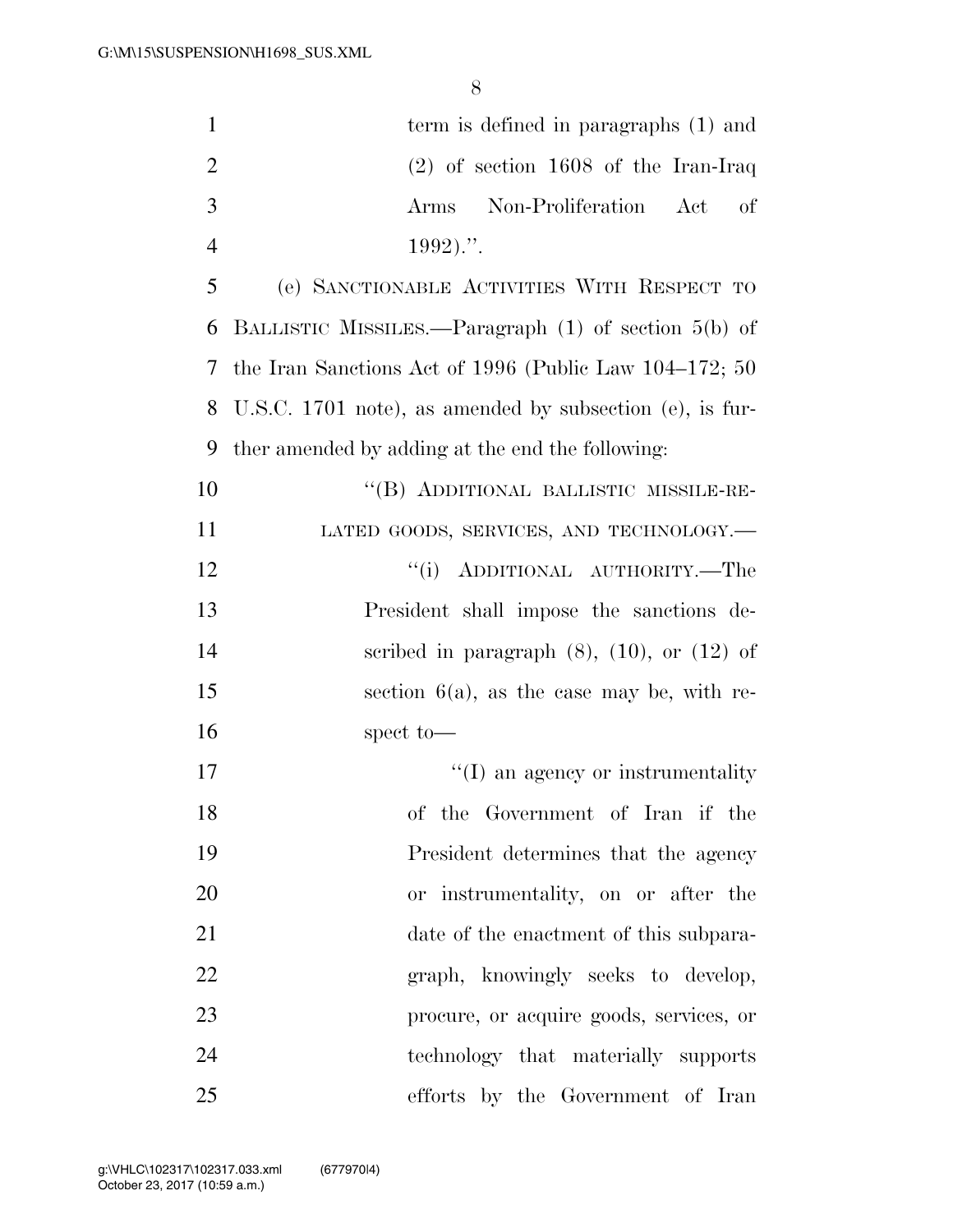term is defined in paragraphs (1) and (2) of section 1608 of the Iran-Iraq Arms Non-Proliferation Act of 1992).''.

(e) SANCTIONABLE ACTIVITIES WITH RESPECT TO BALLISTIC MISSILES.—Paragraph (1) of section 5(b) of the Iran Sanctions Act of 1996 (Public Law 104–172; 50 U.S.C. 1701 note), as amended by subsection (e), is further amended by adding at the end the following:

''(B) ADDITIONAL BALLISTIC MISSILE-RELATED GOODS, SERVICES, AND TECHNOLOGY.—

''(i) ADDITIONAL AUTHORITY.—The President shall impose the sanctions described in paragraph (8), (10), or (12) of section 6(a), as the case may be, with respect to—

''(I) an agency or instrumentality of the Government of Iran if the President determines that the agency or instrumentality, on or after the date of the enactment of this subparagraph, knowingly seeks to develop, procure, or acquire goods, services, or technology that materially supports efforts by the Government of Iran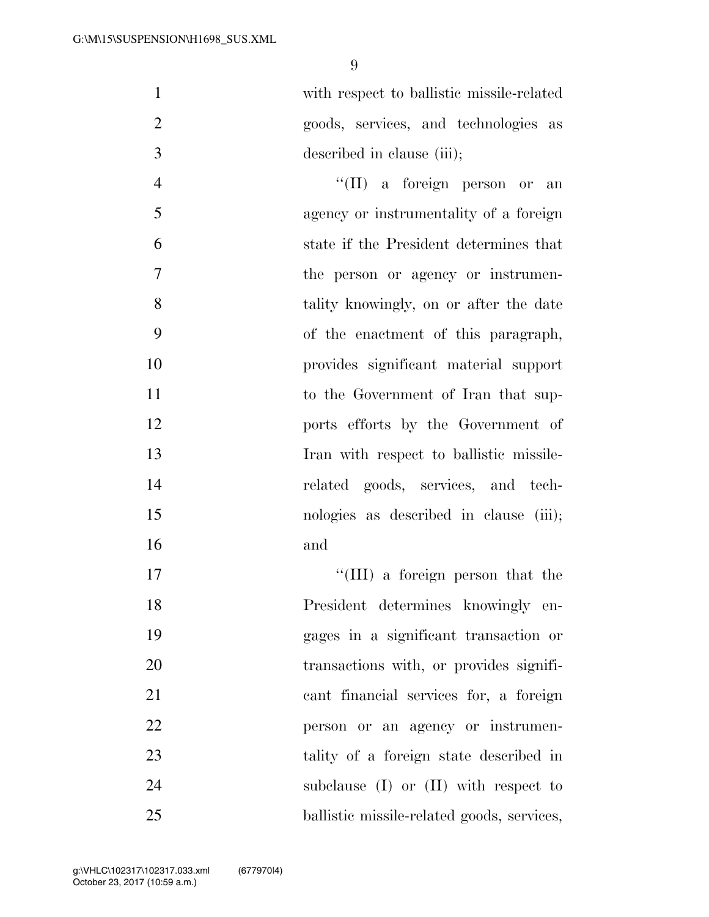with respect to ballistic missile-related goods, services, and technologies as described in clause (iii);

"(II) a foreign person or an agency or instrumentality of a foreign state if the President determines that the person or agency or instrumentality knowingly, on or after the date of the enactment of this paragraph, provides significant material support to the Government of Iran that supports efforts by the Government of Iran with respect to ballistic missile-related goods, services, and technologies as described in clause (iii); and

"(III) a foreign person that the President determines knowingly engages in a significant transaction or transactions with, or provides significant financial services for, a foreign person or an agency or instrumentality of a foreign state described in subclause (I) or (II) with respect to ballistic missile-related goods, services,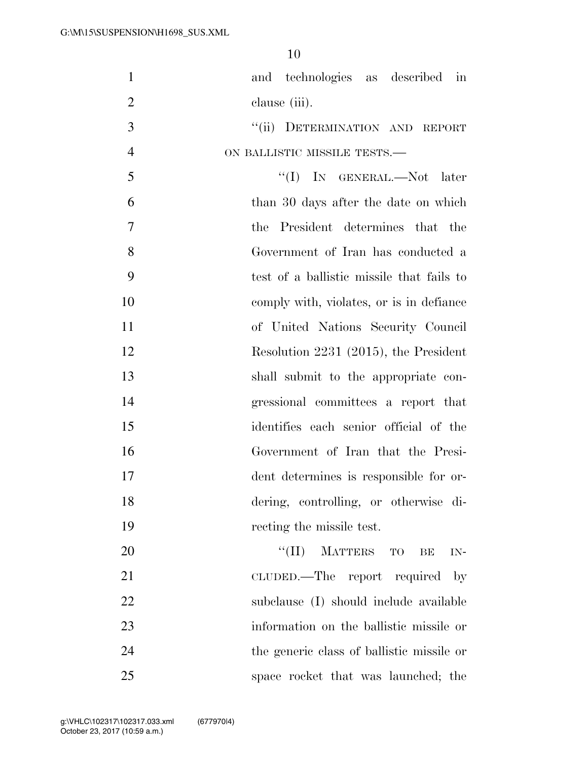and technologies as described in clause (iii).

"(ii) DETERMINATION AND REPORT ON BALLISTIC MISSILE TESTS.—

"(I) IN GENERAL.—Not later than 30 days after the date on which the President determines that the Government of Iran has conducted a test of a ballistic missile that fails to comply with, violates, or is in defiance of United Nations Security Council Resolution 2231 (2015), the President shall submit to the appropriate congressional committees a report that identifies each senior official of the Government of Iran that the President determines is responsible for ordering, controlling, or otherwise directing the missile test.

"(II) MATTERS TO BE INCLUDED.—The report required by subclause (I) should include available information on the ballistic missile or the generic class of ballistic missile or space rocket that was launched; the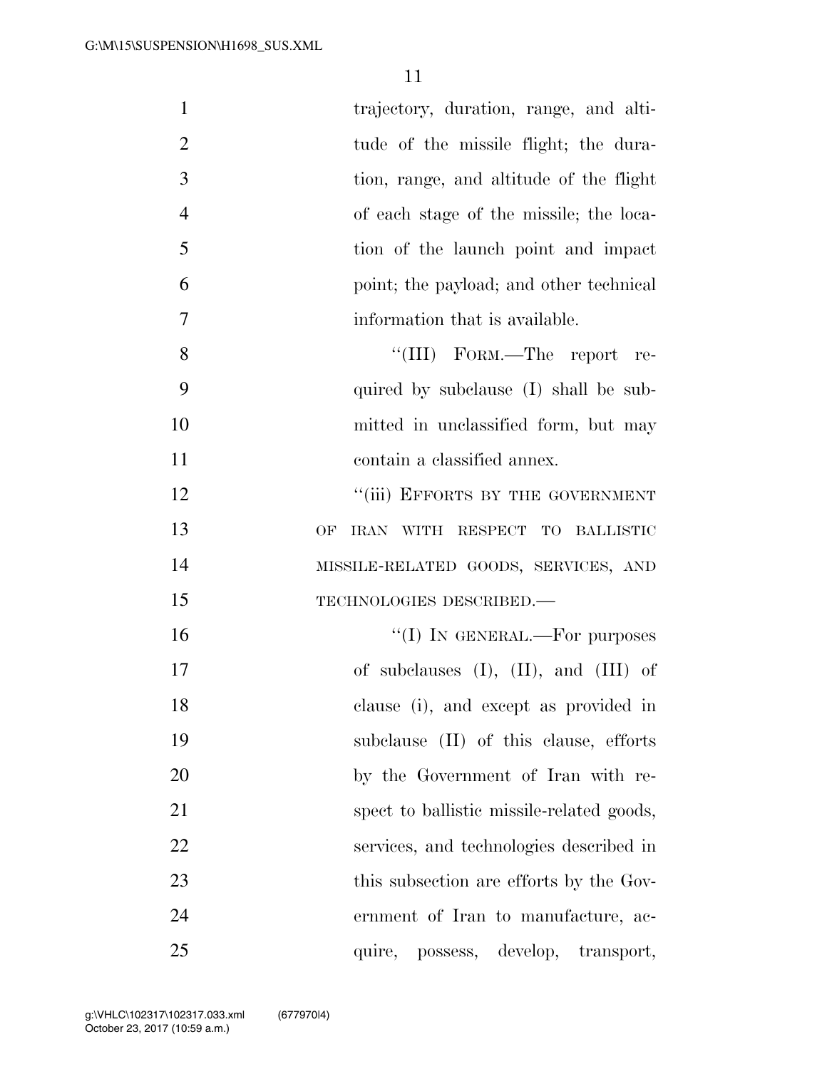trajectory, duration, range, and altitude of the missile flight; the duration, range, and altitude of the flight of each stage of the missile; the location of the launch point and impact point; the payload; and other technical information that is available.

''(III) FORM.—The report required by subclause (I) shall be submitted in unclassified form, but may contain a classified annex.

''(iii) EFFORTS BY THE GOVERNMENT OF IRAN WITH RESPECT TO BALLISTIC MISSILE-RELATED GOODS, SERVICES, AND TECHNOLOGIES DESCRIBED.—

''(I) IN GENERAL.—For purposes of subclauses (I), (II), and (III) of clause (i), and except as provided in subclause (II) of this clause, efforts by the Government of Iran with respect to ballistic missile-related goods, services, and technologies described in this subsection are efforts by the Government of Iran to manufacture, acquire, possess, develop, transport,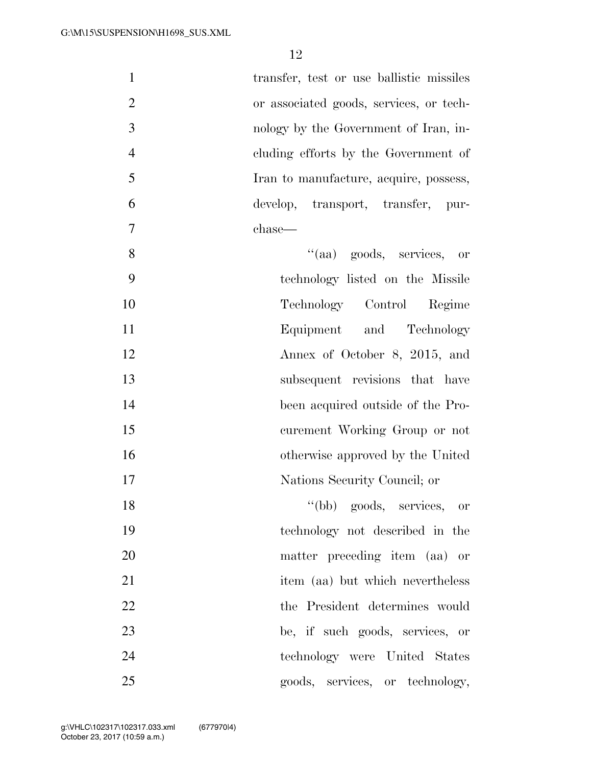transfer, test or use ballistic missiles or associated goods, services, or technology by the Government of Iran, including efforts by the Government of Iran to manufacture, acquire, possess, develop, transport, transfer, purchase—

“(aa) goods, services, or technology listed on the Missile Technology Control Regime Equipment and Technology Annex of October 8, 2015, and subsequent revisions that have been acquired outside of the Procurement Working Group or not otherwise approved by the United Nations Security Council; or

“(bb) goods, services, or technology not described in the matter preceding item (aa) or item (aa) but which nevertheless the President determines would be, if such goods, services, or technology were United States goods, services, or technology,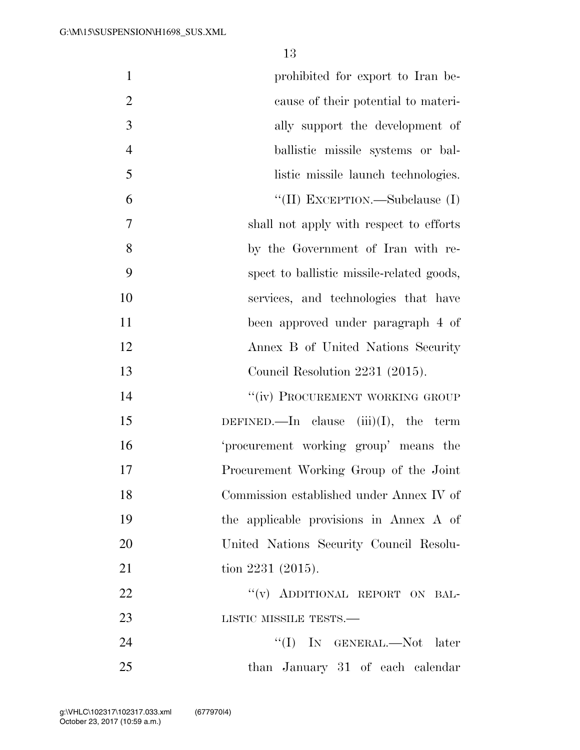prohibited for export to Iran because of their potential to materially support the development of ballistic missile systems or ballistic missile launch technologies.

"(II) EXCEPTION.—Subclause (I) shall not apply with respect to efforts by the Government of Iran with respect to ballistic missile-related goods, services, and technologies that have been approved under paragraph 4 of Annex B of United Nations Security Council Resolution 2231 (2015).

"(iv) PROCUREMENT WORKING GROUP DEFINED.—In clause (iii)(I), the term 'procurement working group' means the Procurement Working Group of the Joint Commission established under Annex IV of the applicable provisions in Annex A of United Nations Security Council Resolution 2231 (2015).

"(v) ADDITIONAL REPORT ON BALLISTIC MISSILE TESTS.—

"(I) IN GENERAL.—Not later than January 31 of each calendar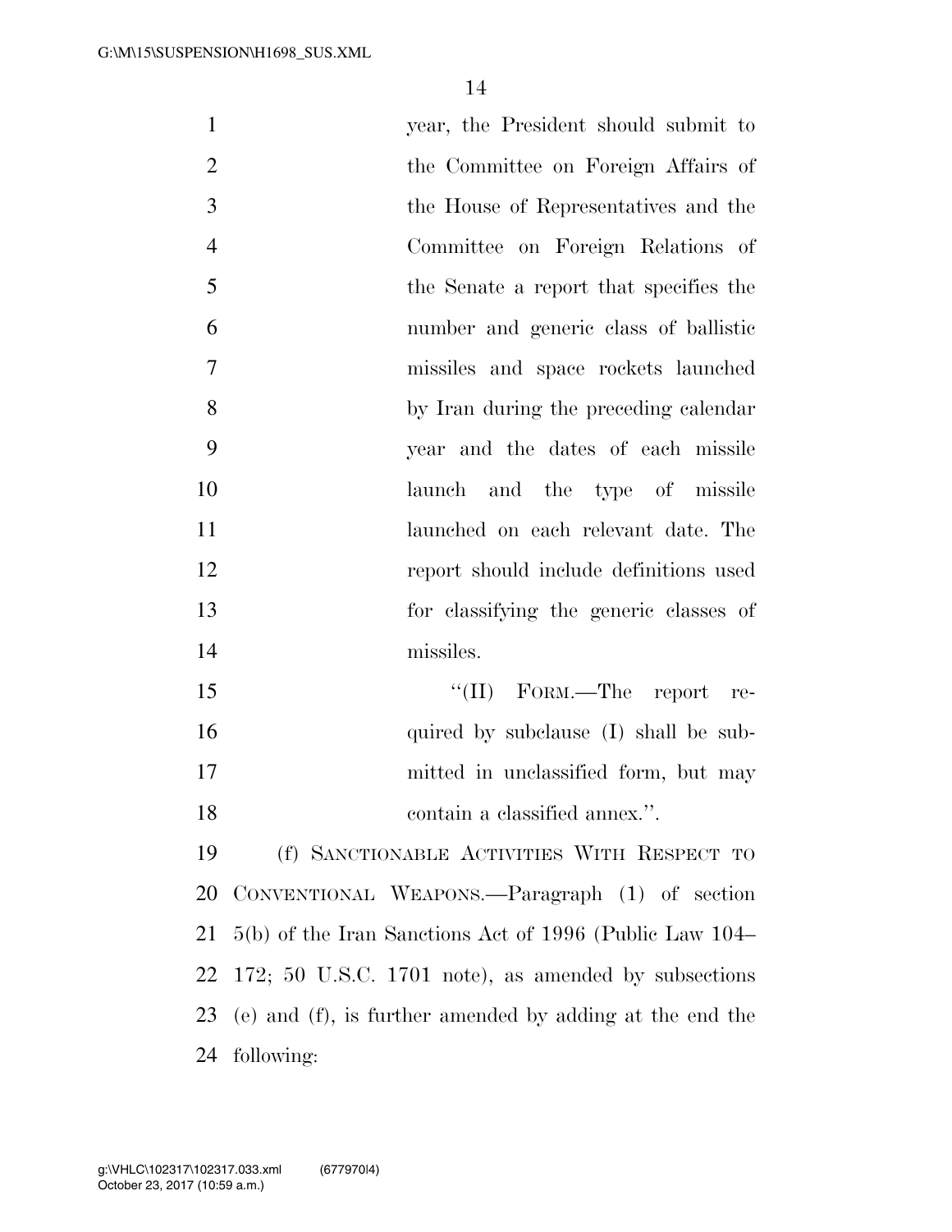year, the President should submit to the Committee on Foreign Affairs of the House of Representatives and the Committee on Foreign Relations of the Senate a report that specifies the number and generic class of ballistic missiles and space rockets launched by Iran during the preceding calendar year and the dates of each missile launch and the type of missile launched on each relevant date. The report should include definitions used for classifying the generic classes of missiles.

"(II) FORM.—The report required by subclause (I) shall be submitted in unclassified form, but may contain a classified annex.".

(f) SANCTIONABLE ACTIVITIES WITH RESPECT TO CONVENTIONAL WEAPONS.—Paragraph (1) of section 5(b) of the Iran Sanctions Act of 1996 (Public Law 104–172; 50 U.S.C. 1701 note), as amended by subsections (e) and (f), is further amended by adding at the end the following: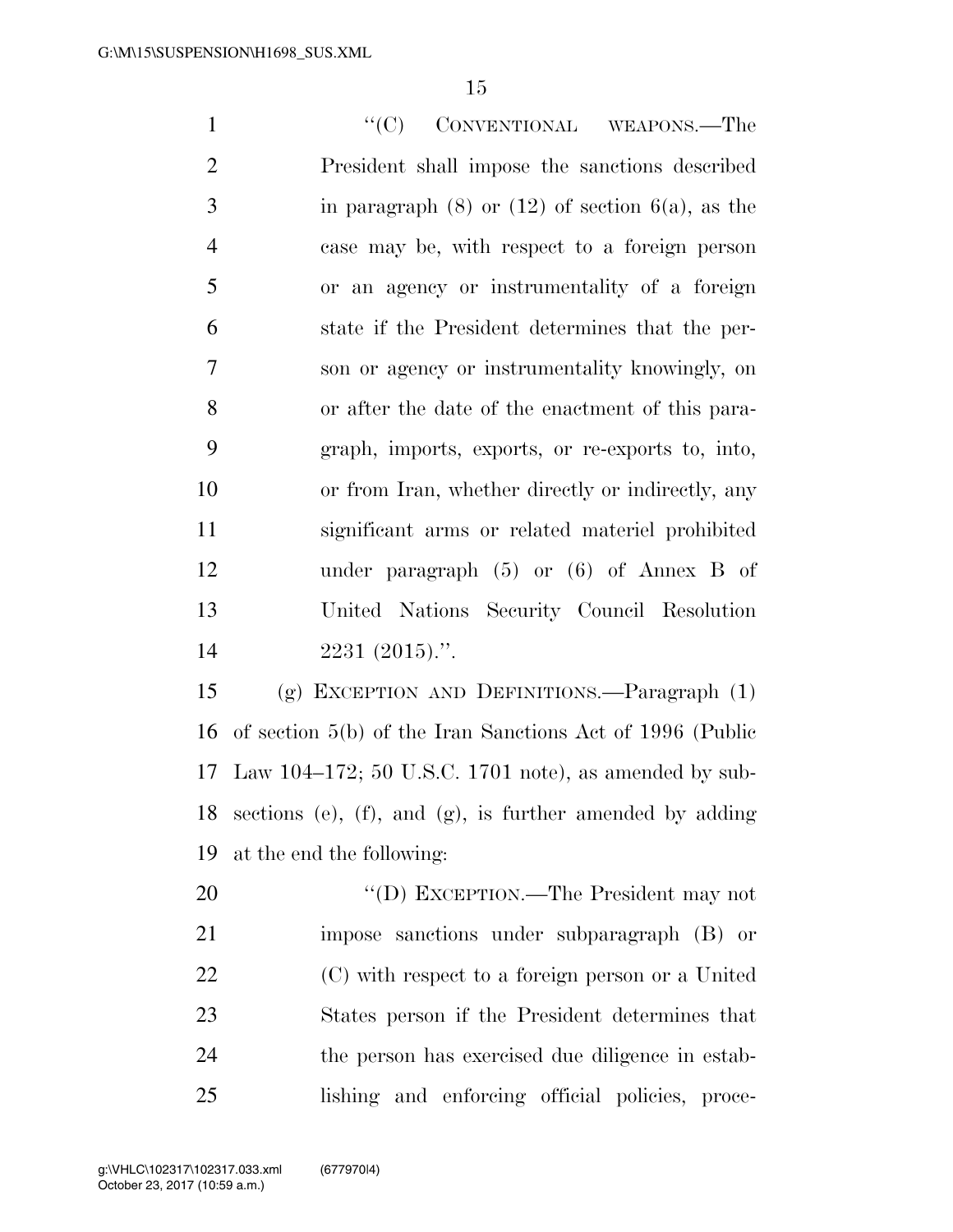"(C) CONVENTIONAL WEAPONS.—The President shall impose the sanctions described in paragraph (8) or (12) of section 6(a), as the case may be, with respect to a foreign person or an agency or instrumentality of a foreign state if the President determines that the person or agency or instrumentality knowingly, on or after the date of the enactment of this paragraph, imports, exports, or re-exports to, into, or from Iran, whether directly or indirectly, any significant arms or related materiel prohibited under paragraph (5) or (6) of Annex B of United Nations Security Council Resolution 2231 (2015).".

(g) EXCEPTION AND DEFINITIONS.—Paragraph (1) of section 5(b) of the Iran Sanctions Act of 1996 (Public Law 104–172; 50 U.S.C. 1701 note), as amended by subsections (e), (f), and (g), is further amended by adding at the end the following:

"(D) EXCEPTION.—The President may not impose sanctions under subparagraph (B) or (C) with respect to a foreign person or a United States person if the President determines that the person has exercised due diligence in establishing and enforcing official policies, proce-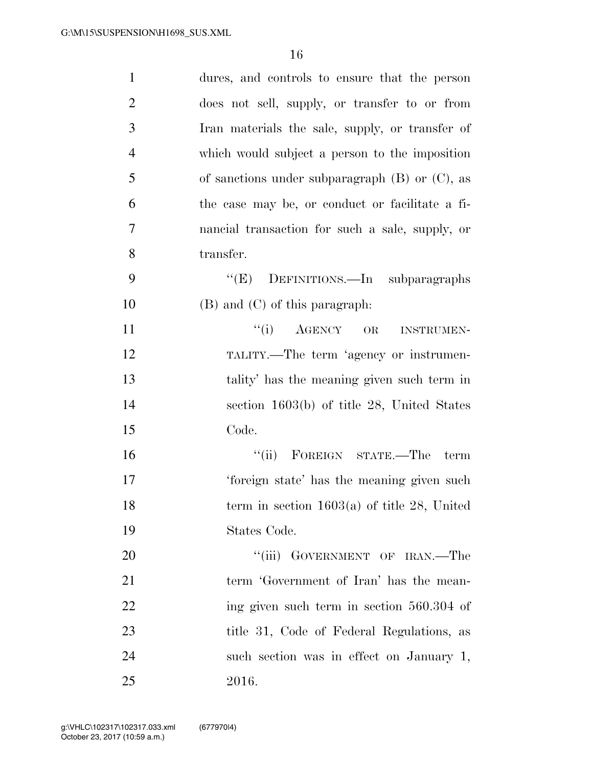dures, and controls to ensure that the person does not sell, supply, or transfer to or from Iran materials the sale, supply, or transfer of which would subject a person to the imposition of sanctions under subparagraph (B) or (C), as the case may be, or conduct or facilitate a financial transaction for such a sale, supply, or transfer.

"(E) DEFINITIONS.—In subparagraphs (B) and (C) of this paragraph:

"(i) AGENCY OR INSTRUMENTALITY.—The term 'agency or instrumentality' has the meaning given such term in section 1603(b) of title 28, United States Code.

"(ii) FOREIGN STATE.—The term 'foreign state' has the meaning given such term in section 1603(a) of title 28, United States Code.

"(iii) GOVERNMENT OF IRAN.—The term 'Government of Iran' has the meaning given such term in section 560.304 of title 31, Code of Federal Regulations, as such section was in effect on January 1, 2016.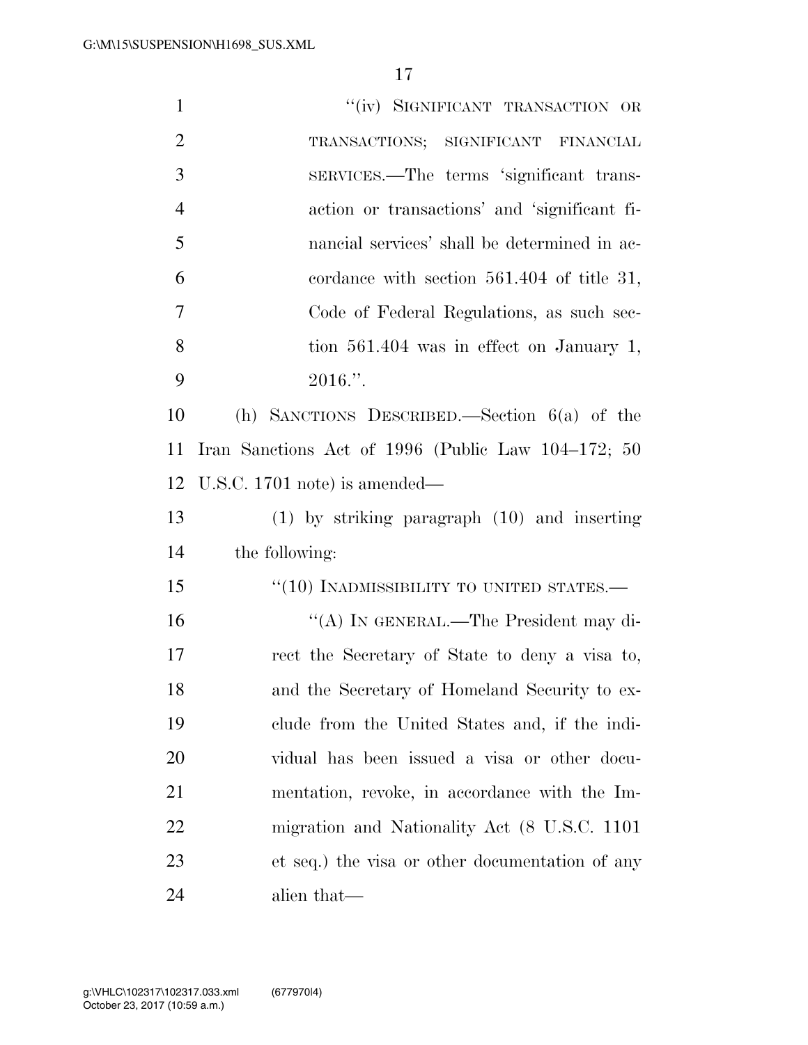"(iv) SIGNIFICANT TRANSACTION OR TRANSACTIONS; SIGNIFICANT FINANCIAL SERVICES.—The terms 'significant transaction or transactions' and 'significant financial services' shall be determined in accordance with section 561.404 of title 31, Code of Federal Regulations, as such section 561.404 was in effect on January 1, 2016.".

(h) SANCTIONS DESCRIBED.—Section 6(a) of the Iran Sanctions Act of 1996 (Public Law 104–172; 50 U.S.C. 1701 note) is amended—

(1) by striking paragraph (10) and inserting the following:

"(10) INADMISSIBILITY TO UNITED STATES.—

"(A) IN GENERAL.—The President may direct the Secretary of State to deny a visa to, and the Secretary of Homeland Security to exclude from the United States and, if the individual has been issued a visa or other documentation, revoke, in accordance with the Immigration and Nationality Act (8 U.S.C. 1101 et seq.) the visa or other documentation of any alien that—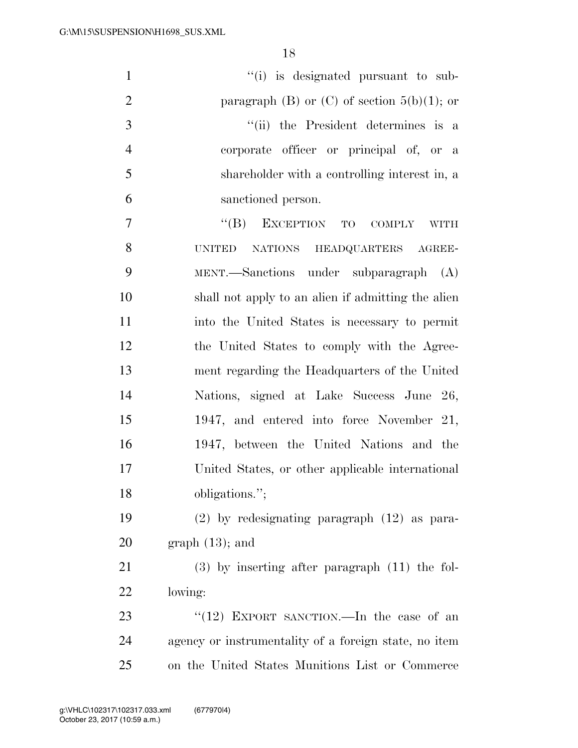"(i) is designated pursuant to subparagraph (B) or (C) of section 5(b)(1); or

"(ii) the President determines is a corporate officer or principal of, or a shareholder with a controlling interest in, a sanctioned person.

"(B) EXCEPTION TO COMPLY WITH UNITED NATIONS HEADQUARTERS AGREEMENT.—Sanctions under subparagraph (A) shall not apply to an alien if admitting the alien into the United States is necessary to permit the United States to comply with the Agreement regarding the Headquarters of the United Nations, signed at Lake Success June 26, 1947, and entered into force November 21, 1947, between the United Nations and the United States, or other applicable international obligations.";

(2) by redesignating paragraph (12) as paragraph (13); and

(3) by inserting after paragraph (11) the following:

"(12) EXPORT SANCTION.—In the case of an agency or instrumentality of a foreign state, no item on the United States Munitions List or Commerce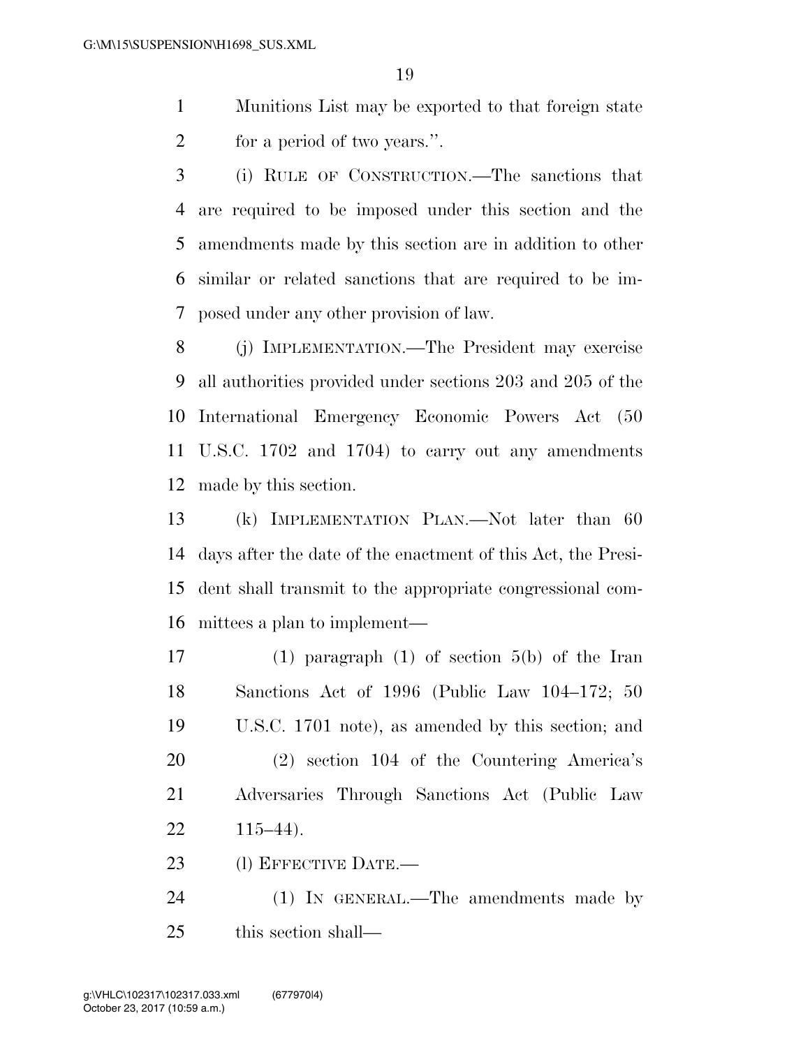Munitions List may be exported to that foreign state for a period of two years.''.

(i) RULE OF CONSTRUCTION.—The sanctions that are required to be imposed under this section and the amendments made by this section are in addition to other similar or related sanctions that are required to be imposed under any other provision of law.

(j) IMPLEMENTATION.—The President may exercise all authorities provided under sections 203 and 205 of the International Emergency Economic Powers Act (50 U.S.C. 1702 and 1704) to carry out any amendments made by this section.

(k) IMPLEMENTATION PLAN.—Not later than 60 days after the date of the enactment of this Act, the President shall transmit to the appropriate congressional committees a plan to implement—

(1) paragraph (1) of section 5(b) of the Iran Sanctions Act of 1996 (Public Law 104–172; 50 U.S.C. 1701 note), as amended by this section; and

(2) section 104 of the Countering America's Adversaries Through Sanctions Act (Public Law 115–44).

(l) EFFECTIVE DATE.—

(1) IN GENERAL.—The amendments made by this section shall—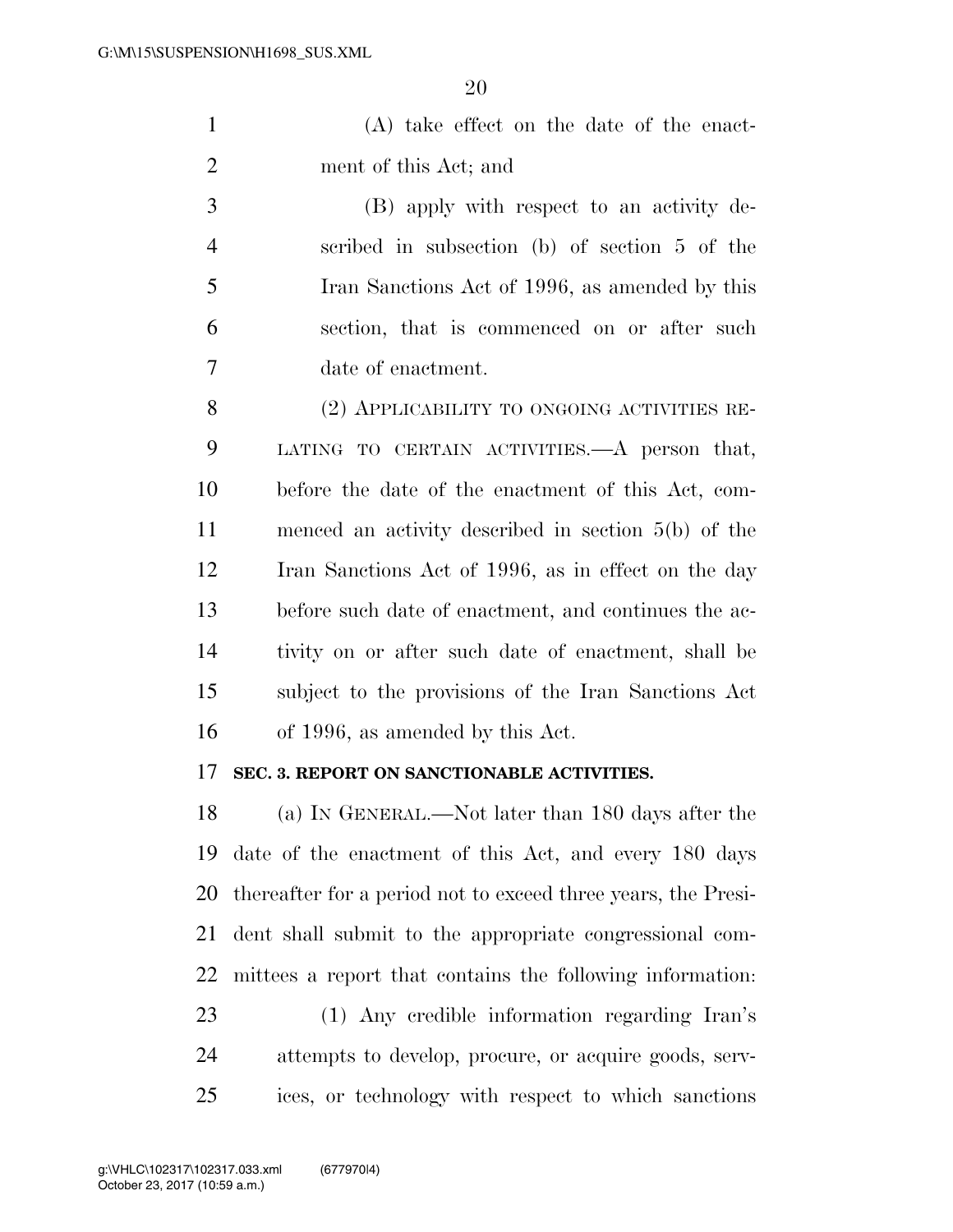(A) take effect on the date of the enactment of this Act; and

(B) apply with respect to an activity described in subsection (b) of section 5 of the Iran Sanctions Act of 1996, as amended by this section, that is commenced on or after such date of enactment.

(2) APPLICABILITY TO ONGOING ACTIVITIES RELATING TO CERTAIN ACTIVITIES.—A person that, before the date of the enactment of this Act, commenced an activity described in section 5(b) of the Iran Sanctions Act of 1996, as in effect on the day before such date of enactment, and continues the activity on or after such date of enactment, shall be subject to the provisions of the Iran Sanctions Act of 1996, as amended by this Act.

**SEC. 3. REPORT ON SANCTIONABLE ACTIVITIES.**

(a) IN GENERAL.—Not later than 180 days after the date of the enactment of this Act, and every 180 days thereafter for a period not to exceed three years, the President shall submit to the appropriate congressional committees a report that contains the following information:

(1) Any credible information regarding Iran's attempts to develop, procure, or acquire goods, services, or technology with respect to which sanctions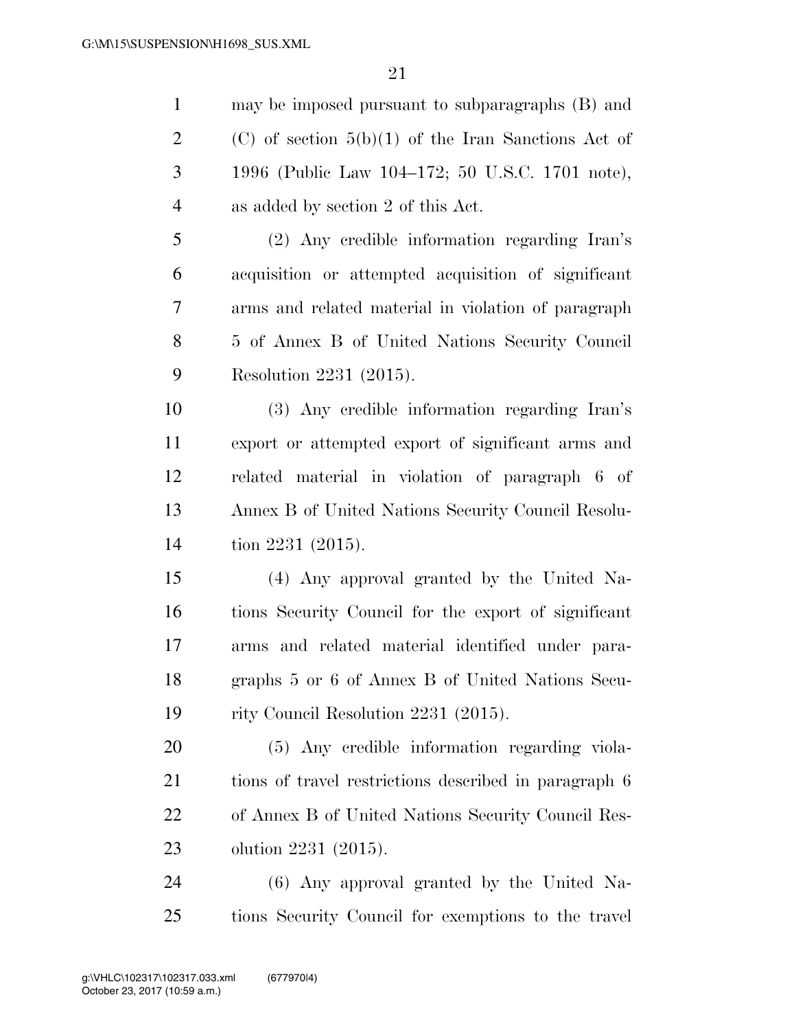may be imposed pursuant to subparagraphs (B) and (C) of section 5(b)(1) of the Iran Sanctions Act of 1996 (Public Law 104–172; 50 U.S.C. 1701 note), as added by section 2 of this Act.

(2) Any credible information regarding Iran's acquisition or attempted acquisition of significant arms and related material in violation of paragraph 5 of Annex B of United Nations Security Council Resolution 2231 (2015).

(3) Any credible information regarding Iran's export or attempted export of significant arms and related material in violation of paragraph 6 of Annex B of United Nations Security Council Resolution 2231 (2015).

(4) Any approval granted by the United Nations Security Council for the export of significant arms and related material identified under paragraphs 5 or 6 of Annex B of United Nations Security Council Resolution 2231 (2015).

(5) Any credible information regarding violations of travel restrictions described in paragraph 6 of Annex B of United Nations Security Council Resolution 2231 (2015).

(6) Any approval granted by the United Nations Security Council for exemptions to the travel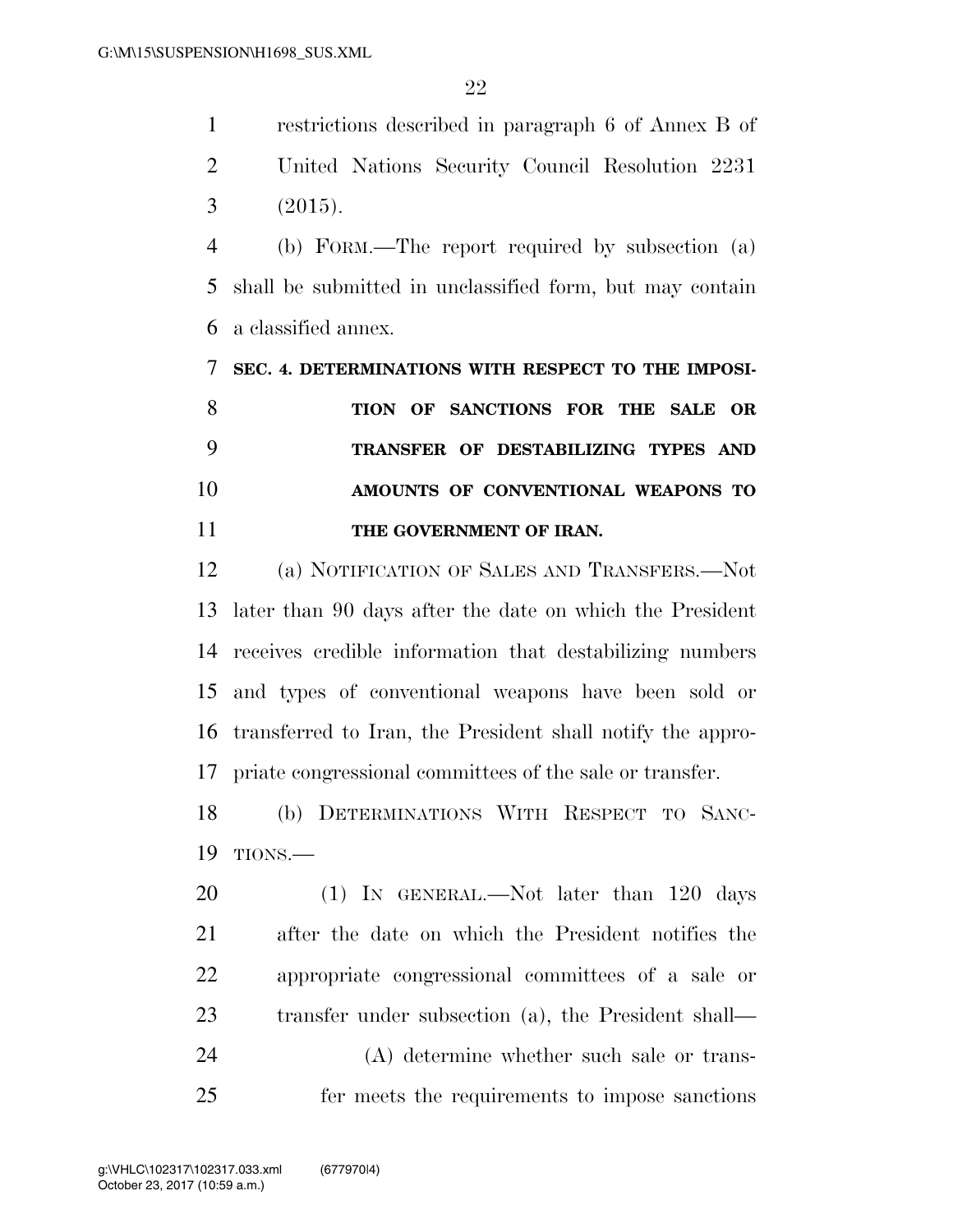restrictions described in paragraph 6 of Annex B of United Nations Security Council Resolution 2231 (2015).

(b) FORM.—The report required by subsection (a) shall be submitted in unclassified form, but may contain a classified annex.

**SEC. 4. DETERMINATIONS WITH RESPECT TO THE IMPOSITION OF SANCTIONS FOR THE SALE OR TRANSFER OF DESTABILIZING TYPES AND AMOUNTS OF CONVENTIONAL WEAPONS TO THE GOVERNMENT OF IRAN.**

(a) NOTIFICATION OF SALES AND TRANSFERS.—Not later than 90 days after the date on which the President receives credible information that destabilizing numbers and types of conventional weapons have been sold or transferred to Iran, the President shall notify the appropriate congressional committees of the sale or transfer.

(b) DETERMINATIONS WITH RESPECT TO SANCTIONS.—

(1) IN GENERAL.—Not later than 120 days after the date on which the President notifies the appropriate congressional committees of a sale or transfer under subsection (a), the President shall—

(A) determine whether such sale or transfer meets the requirements to impose sanctions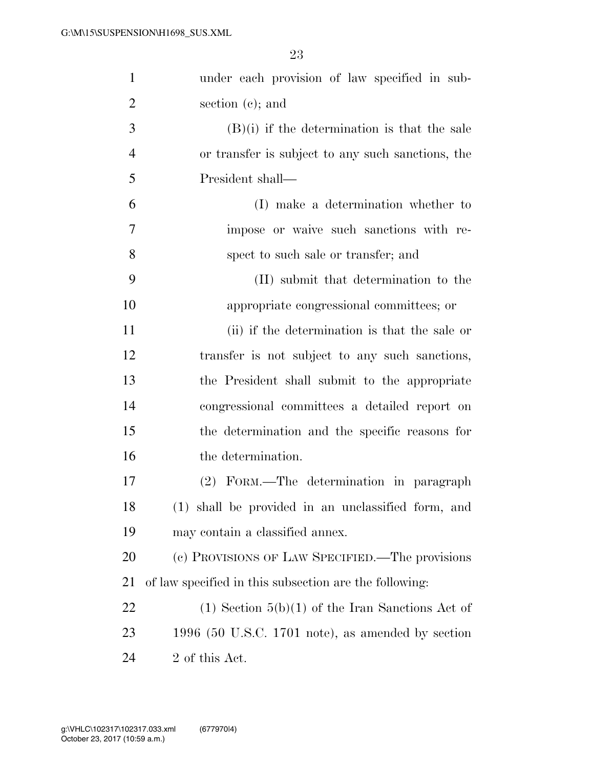under each provision of law specified in subsection (c); and

(B)(i) if the determination is that the sale or transfer is subject to any such sanctions, the President shall—

(I) make a determination whether to impose or waive such sanctions with respect to such sale or transfer; and

(II) submit that determination to the appropriate congressional committees; or

(ii) if the determination is that the sale or transfer is not subject to any such sanctions, the President shall submit to the appropriate congressional committees a detailed report on the determination and the specific reasons for the determination.

(2) FORM.—The determination in paragraph (1) shall be provided in an unclassified form, and may contain a classified annex.

(c) PROVISIONS OF LAW SPECIFIED.—The provisions of law specified in this subsection are the following:

(1) Section 5(b)(1) of the Iran Sanctions Act of 1996 (50 U.S.C. 1701 note), as amended by section 2 of this Act.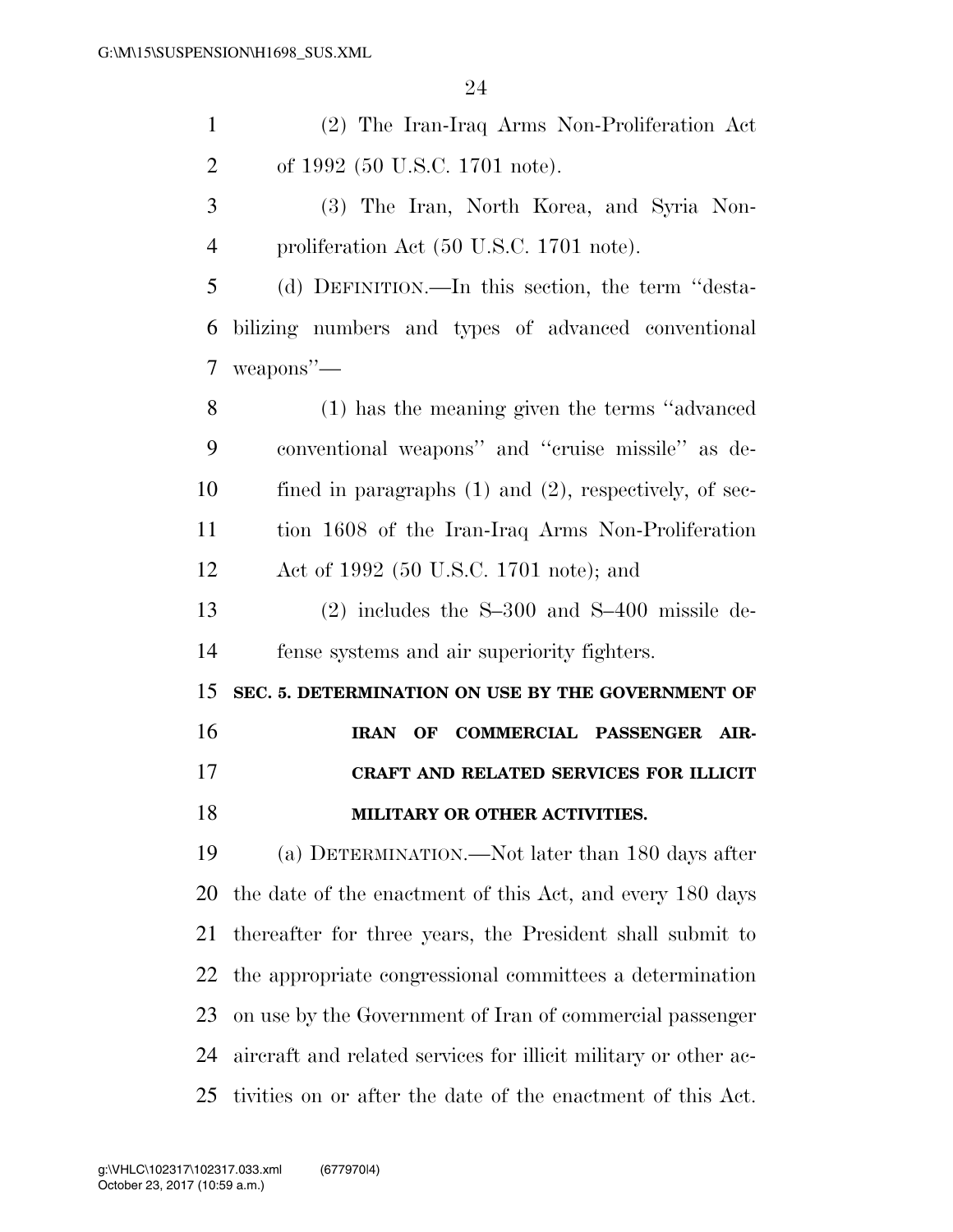(2) The Iran-Iraq Arms Non-Proliferation Act of 1992 (50 U.S.C. 1701 note).

(3) The Iran, North Korea, and Syria Nonproliferation Act (50 U.S.C. 1701 note).

(d) DEFINITION.—In this section, the term "destabilizing numbers and types of advanced conventional weapons"—

(1) has the meaning given the terms "advanced conventional weapons" and "cruise missile" as defined in paragraphs (1) and (2), respectively, of section 1608 of the Iran-Iraq Arms Non-Proliferation Act of 1992 (50 U.S.C. 1701 note); and

(2) includes the S–300 and S–400 missile defense systems and air superiority fighters.

**SEC. 5. DETERMINATION ON USE BY THE GOVERNMENT OF IRAN OF COMMERCIAL PASSENGER AIRCRAFT AND RELATED SERVICES FOR ILLICIT MILITARY OR OTHER ACTIVITIES.**

(a) DETERMINATION.—Not later than 180 days after the date of the enactment of this Act, and every 180 days thereafter for three years, the President shall submit to the appropriate congressional committees a determination on use by the Government of Iran of commercial passenger aircraft and related services for illicit military or other activities on or after the date of the enactment of this Act.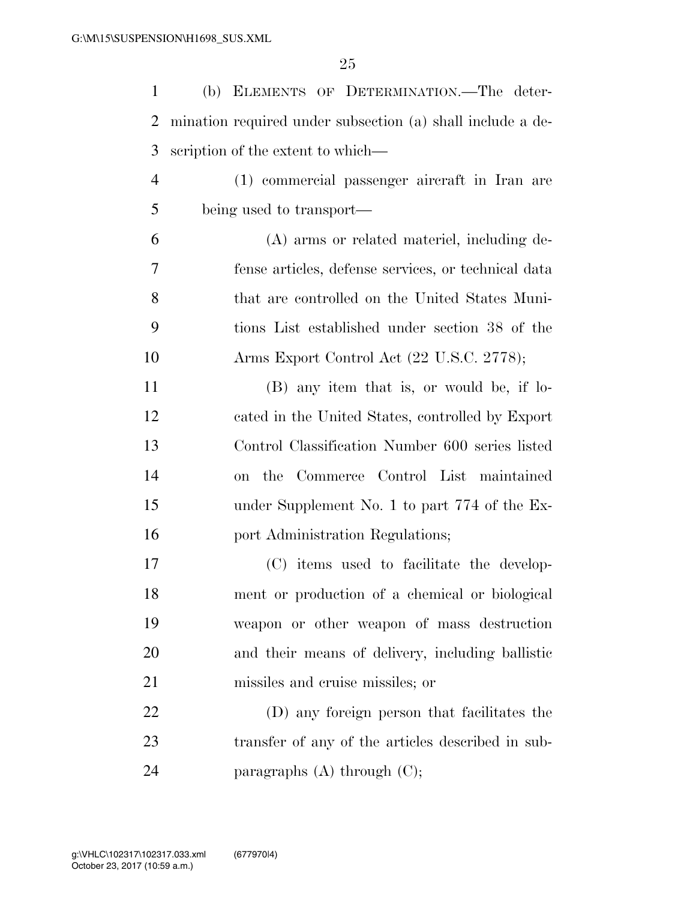(b) ELEMENTS OF DETERMINATION.—The determination required under subsection (a) shall include a description of the extent to which—

(1) commercial passenger aircraft in Iran are being used to transport—

(A) arms or related materiel, including defense articles, defense services, or technical data that are controlled on the United States Munitions List established under section 38 of the Arms Export Control Act (22 U.S.C. 2778);

(B) any item that is, or would be, if located in the United States, controlled by Export Control Classification Number 600 series listed on the Commerce Control List maintained under Supplement No. 1 to part 774 of the Export Administration Regulations;

(C) items used to facilitate the development or production of a chemical or biological weapon or other weapon of mass destruction and their means of delivery, including ballistic missiles and cruise missiles; or

(D) any foreign person that facilitates the transfer of any of the articles described in subparagraphs (A) through (C);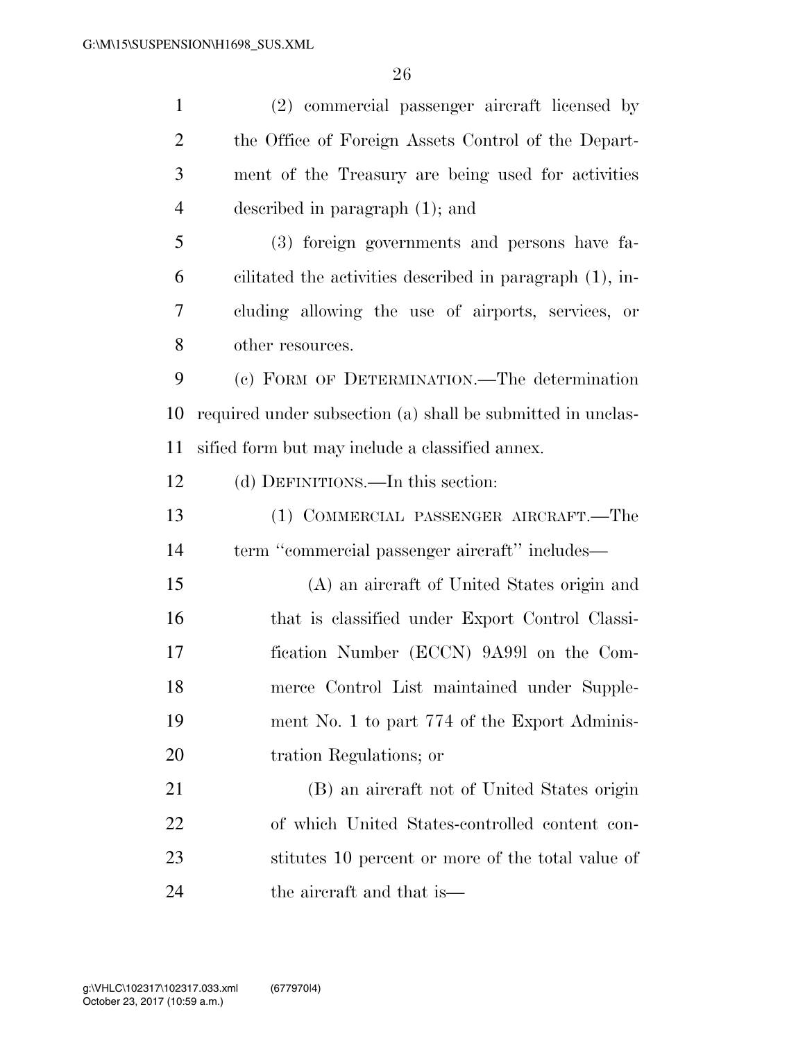(2) commercial passenger aircraft licensed by the Office of Foreign Assets Control of the Department of the Treasury are being used for activities described in paragraph (1); and

(3) foreign governments and persons have facilitated the activities described in paragraph (1), including allowing the use of airports, services, or other resources.

(c) FORM OF DETERMINATION.—The determination required under subsection (a) shall be submitted in unclassified form but may include a classified annex.

(d) DEFINITIONS.—In this section:

(1) COMMERCIAL PASSENGER AIRCRAFT.—The term ''commercial passenger aircraft'' includes—

(A) an aircraft of United States origin and that is classified under Export Control Classification Number (ECCN) 9A991 on the Commerce Control List maintained under Supplement No. 1 to part 774 of the Export Administration Regulations; or

(B) an aircraft not of United States origin of which United States-controlled content constitutes 10 percent or more of the total value of the aircraft and that is—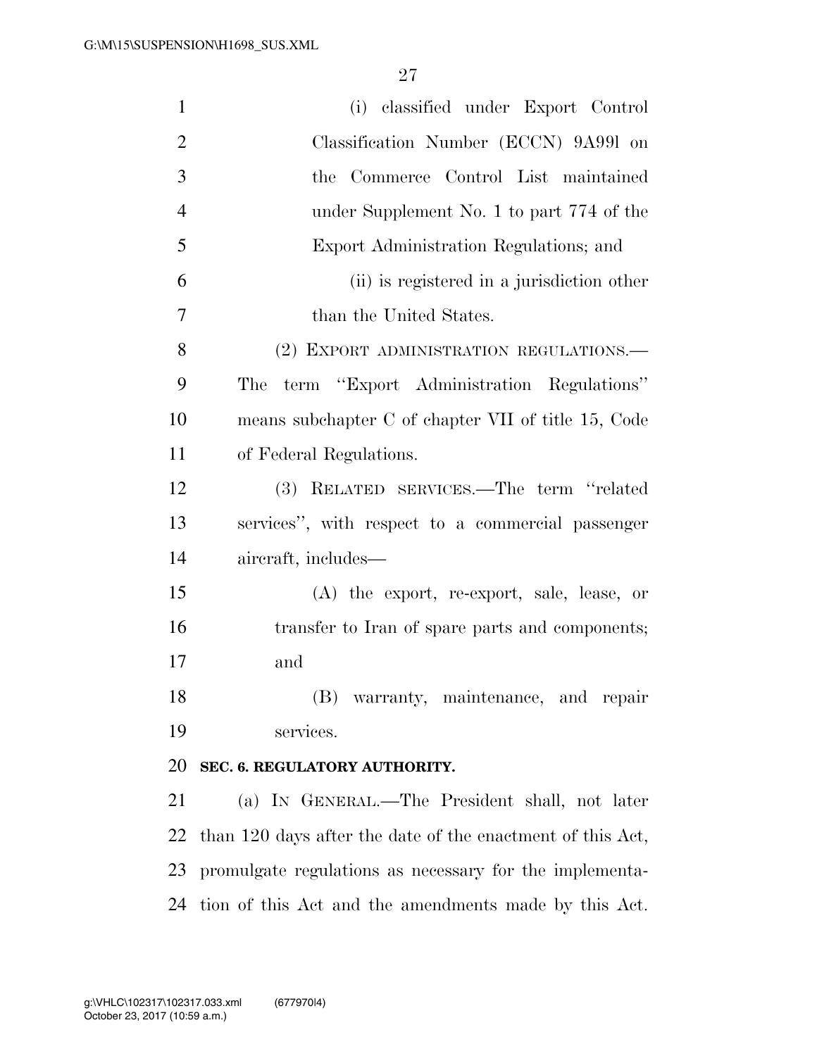(i) classified under Export Control Classification Number (ECCN) 9A991 on the Commerce Control List maintained under Supplement No. 1 to part 774 of the Export Administration Regulations; and

(ii) is registered in a jurisdiction other than the United States.

(2) EXPORT ADMINISTRATION REGULATIONS.—The term ''Export Administration Regulations'' means subchapter C of chapter VII of title 15, Code of Federal Regulations.

(3) RELATED SERVICES.—The term ''related services'', with respect to a commercial passenger aircraft, includes—

(A) the export, re-export, sale, lease, or transfer to Iran of spare parts and components; and

(B) warranty, maintenance, and repair services.

**SEC. 6. REGULATORY AUTHORITY.**

(a) IN GENERAL.—The President shall, not later than 120 days after the date of the enactment of this Act, promulgate regulations as necessary for the implementation of this Act and the amendments made by this Act.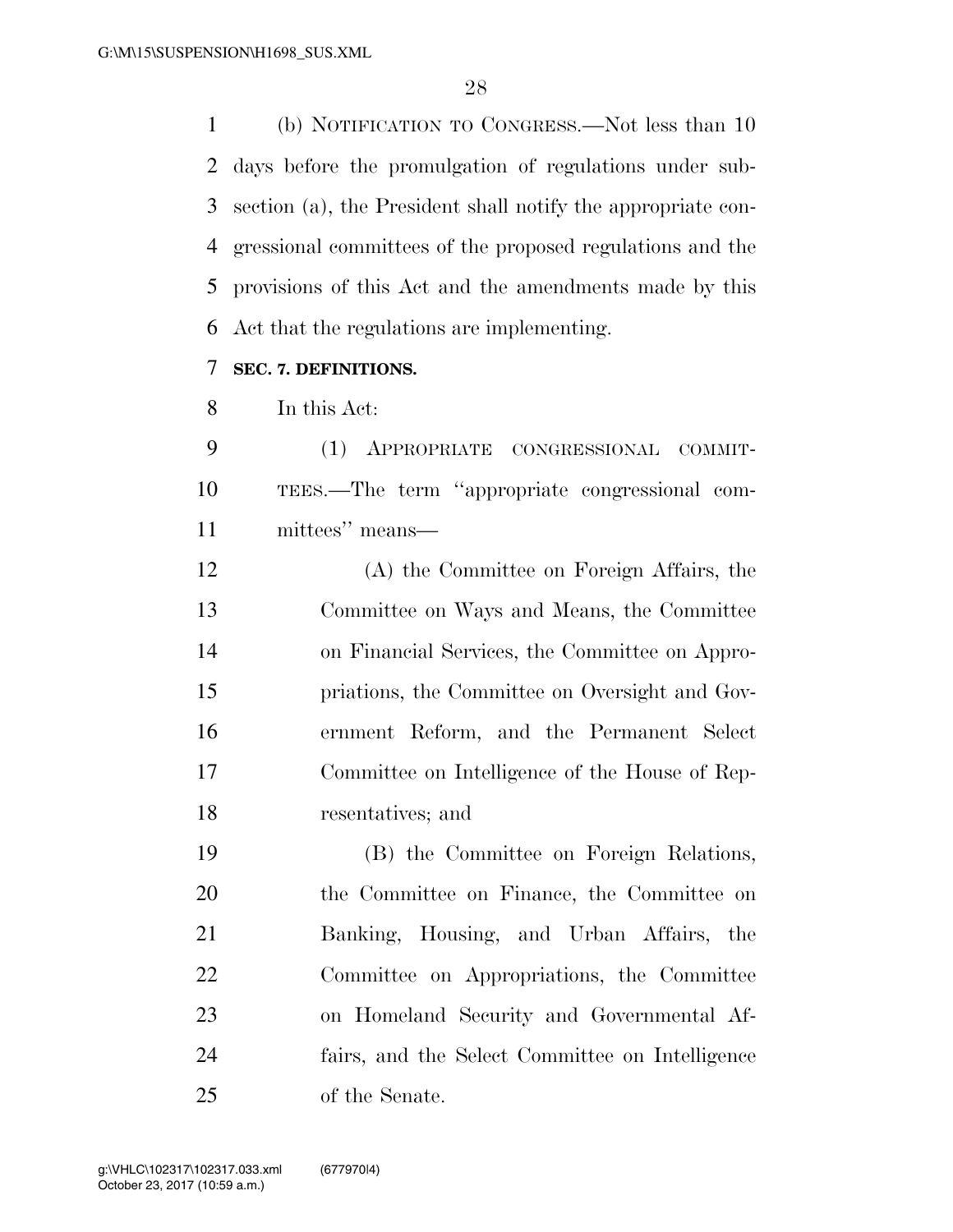(b) NOTIFICATION TO CONGRESS.—Not less than 10 days before the promulgation of regulations under subsection (a), the President shall notify the appropriate congressional committees of the proposed regulations and the provisions of this Act and the amendments made by this Act that the regulations are implementing.

**SEC. 7. DEFINITIONS.**

In this Act:

(1) APPROPRIATE CONGRESSIONAL COMMITTEES.—The term "appropriate congressional committees" means—

(A) the Committee on Foreign Affairs, the Committee on Ways and Means, the Committee on Financial Services, the Committee on Appropriations, the Committee on Oversight and Government Reform, and the Permanent Select Committee on Intelligence of the House of Representatives; and

(B) the Committee on Foreign Relations, the Committee on Finance, the Committee on Banking, Housing, and Urban Affairs, the Committee on Appropriations, the Committee on Homeland Security and Governmental Affairs, and the Select Committee on Intelligence of the Senate.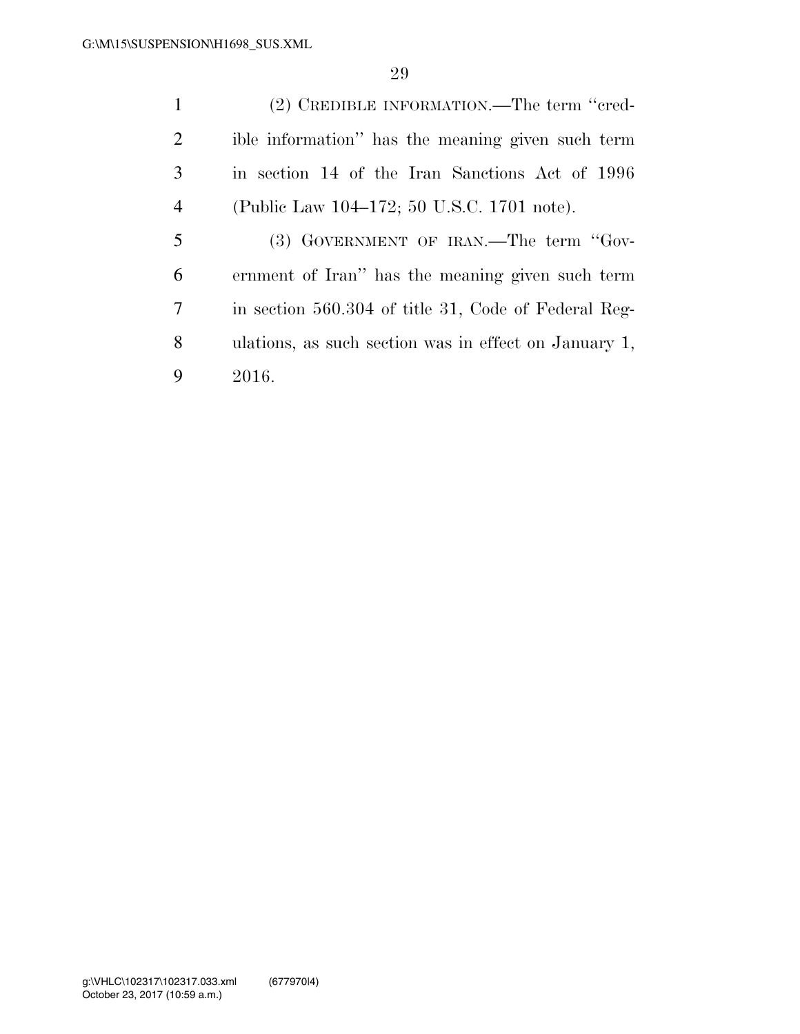(2) CREDIBLE INFORMATION.—The term "credible information" has the meaning given such term in section 14 of the Iran Sanctions Act of 1996 (Public Law 104–172; 50 U.S.C. 1701 note).

(3) GOVERNMENT OF IRAN.—The term "Government of Iran" has the meaning given such term in section 560.304 of title 31, Code of Federal Regulations, as such section was in effect on January 1, 2016.